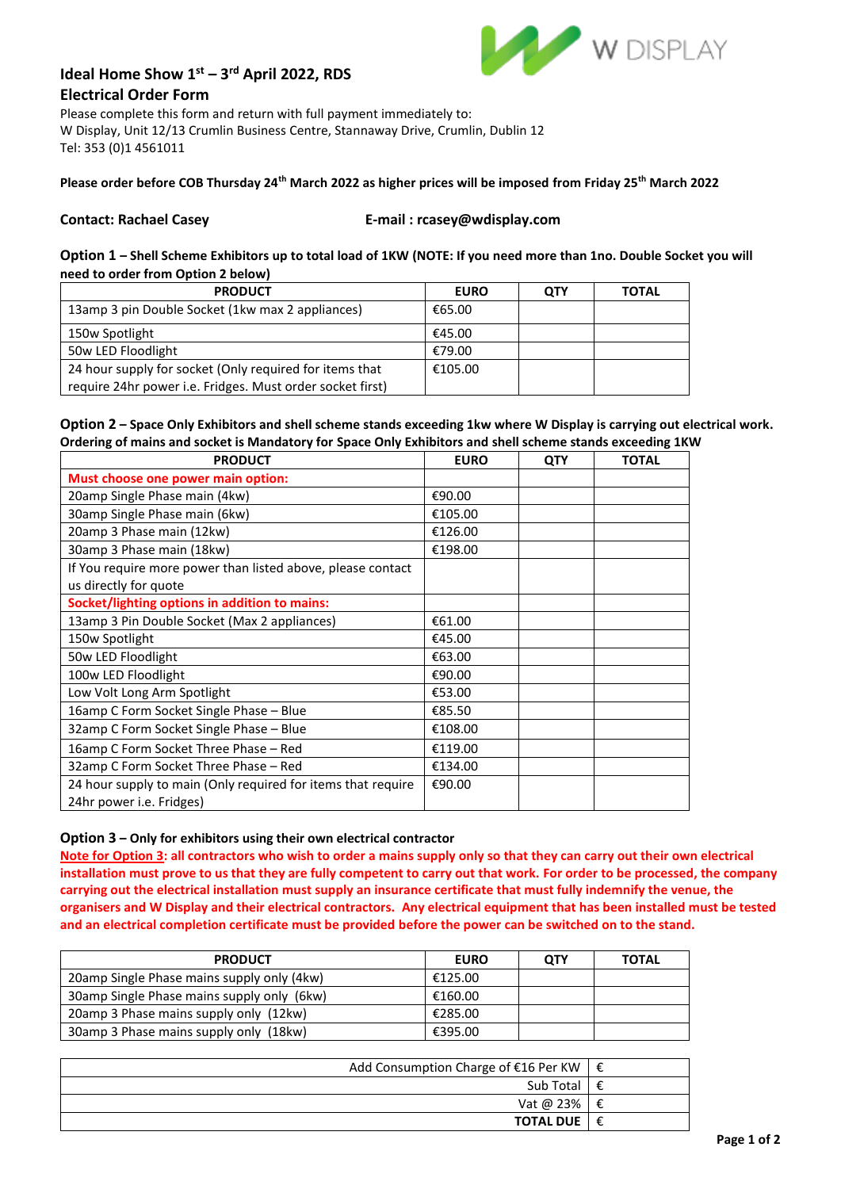# Ideal Home Show 1st – 3rd April 2022, RDS

## Electrical Order Form

Please complete this form and return with full payment immediately to:
W Display, Unit 12/13 Crumlin Business Centre, Stannaway Drive, Crumlin, Dublin 12
Tel: 353 (0)1 4561011

**Please order before COB Thursday 24th March 2022 as higher prices will be imposed from Friday 25th March 2022**

**Contact: Rachael Casey** **E-mail : rcasey@wdisplay.com**

**Option 1 – Shell Scheme Exhibitors up to total load of 1KW (NOTE: If you need more than 1no. Double Socket you will need to order from Option 2 below)**

| PRODUCT | EURO | QTY | TOTAL |
|---|---|---|---|
| 13amp 3 pin Double Socket (1kw max 2 appliances) | €65.00 | | |
| 150w Spotlight | €45.00 | | |
| 50w LED Floodlight | €79.00 | | |
| 24 hour supply for socket (Only required for items that require 24hr power i.e. Fridges. Must order socket first) | €105.00 | | |

**Option 2 – Space Only Exhibitors and shell scheme stands exceeding 1kw where W Display is carrying out electrical work. Ordering of mains and socket is Mandatory for Space Only Exhibitors and shell scheme stands exceeding 1KW**

| PRODUCT | EURO | QTY | TOTAL |
|---|---|---|---|
| **Must choose one power main option:** | | | |
| 20amp Single Phase main (4kw) | €90.00 | | |
| 30amp Single Phase main (6kw) | €105.00 | | |
| 20amp 3 Phase main (12kw) | €126.00 | | |
| 30amp 3 Phase main (18kw) | €198.00 | | |
| If You require more power than listed above, please contact us directly for quote | | | |
| **Socket/lighting options in addition to mains:** | | | |
| 13amp 3 Pin Double Socket (Max 2 appliances) | €61.00 | | |
| 150w Spotlight | €45.00 | | |
| 50w LED Floodlight | €63.00 | | |
| 100w LED Floodlight | €90.00 | | |
| Low Volt Long Arm Spotlight | €53.00 | | |
| 16amp C Form Socket Single Phase – Blue | €85.50 | | |
| 32amp C Form Socket Single Phase – Blue | €108.00 | | |
| 16amp C Form Socket Three Phase – Red | €119.00 | | |
| 32amp C Form Socket Three Phase – Red | €134.00 | | |
| 24 hour supply to main (Only required for items that require 24hr power i.e. Fridges) | €90.00 | | |

**Option 3 – Only for exhibitors using their own electrical contractor**

**Note for Option 3: all contractors who wish to order a mains supply only so that they can carry out their own electrical installation must prove to us that they are fully competent to carry out that work. For order to be processed, the company carrying out the electrical installation must supply an insurance certificate that must fully indemnify the venue, the organisers and W Display and their electrical contractors. Any electrical equipment that has been installed must be tested and an electrical completion certificate must be provided before the power can be switched on to the stand.**

| PRODUCT | EURO | QTY | TOTAL |
|---|---|---|---|
| 20amp Single Phase mains supply only (4kw) | €125.00 | | |
| 30amp Single Phase mains supply only (6kw) | €160.00 | | |
| 20amp 3 Phase mains supply only (12kw) | €285.00 | | |
| 30amp 3 Phase mains supply only (18kw) | €395.00 | | |

| | |
|---|---|
| Add Consumption Charge of €16 Per KW | € |
| Sub Total | € |
| Vat @ 23% | € |
| **TOTAL DUE** | € |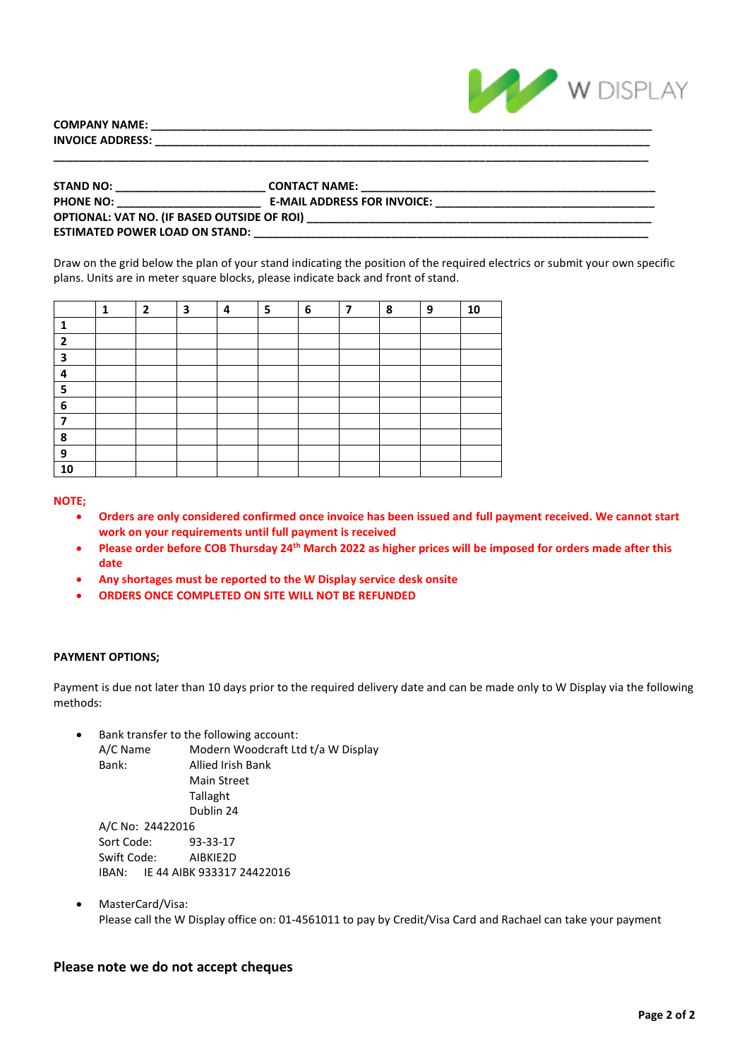W DISPLAY

**COMPANY NAME:** ______________________________________________________________________________

**INVOICE ADDRESS:** ___________________________________________________________________________

_______________________________________________________________________________________________

**STAND NO:** ______________________ **CONTACT NAME:** _____________________________________________

**PHONE NO:** ______________________ **E-MAIL ADDRESS FOR INVOICE:** ______________________________

**OPTIONAL: VAT NO. (IF BASED OUTSIDE OF ROI)** ______________________________________________________

**ESTIMATED POWER LOAD ON STAND:** ______________________________________________________________

Draw on the grid below the plan of your stand indicating the position of the required electrics or submit your own specific plans. Units are in meter square blocks, please indicate back and front of stand.

| | **1** | **2** | **3** | **4** | **5** | **6** | **7** | **8** | **9** | **10** |
|---|---|---|---|---|---|---|---|---|---|---|
| **1** | | | | | | | | | | |
| **2** | | | | | | | | | | |
| **3** | | | | | | | | | | |
| **4** | | | | | | | | | | |
| **5** | | | | | | | | | | |
| **6** | | | | | | | | | | |
| **7** | | | | | | | | | | |
| **8** | | | | | | | | | | |
| **9** | | | | | | | | | | |
| **10** | | | | | | | | | | |

**NOTE;**

- **Orders are only considered confirmed once invoice has been issued and full payment received. We cannot start work on your requirements until full payment is received**
- **Please order before COB Thursday 24th March 2022 as higher prices will be imposed for orders made after this date**
- **Any shortages must be reported to the W Display service desk onsite**
- **ORDERS ONCE COMPLETED ON SITE WILL NOT BE REFUNDED**

**PAYMENT OPTIONS;**

Payment is due not later than 10 days prior to the required delivery date and can be made only to W Display via the following methods:

- Bank transfer to the following account:
  A/C Name Modern Woodcraft Ltd t/a W Display
  Bank: Allied Irish Bank
  Main Street
  Tallaght
  Dublin 24
  A/C No: 24422016
  Sort Code: 93-33-17
  Swift Code: AIBKIE2D
  IBAN: IE 44 AIBK 933317 24422016

- MasterCard/Visa:
  Please call the W Display office on: 01-4561011 to pay by Credit/Visa Card and Rachael can take your payment

**Please note we do not accept cheques**